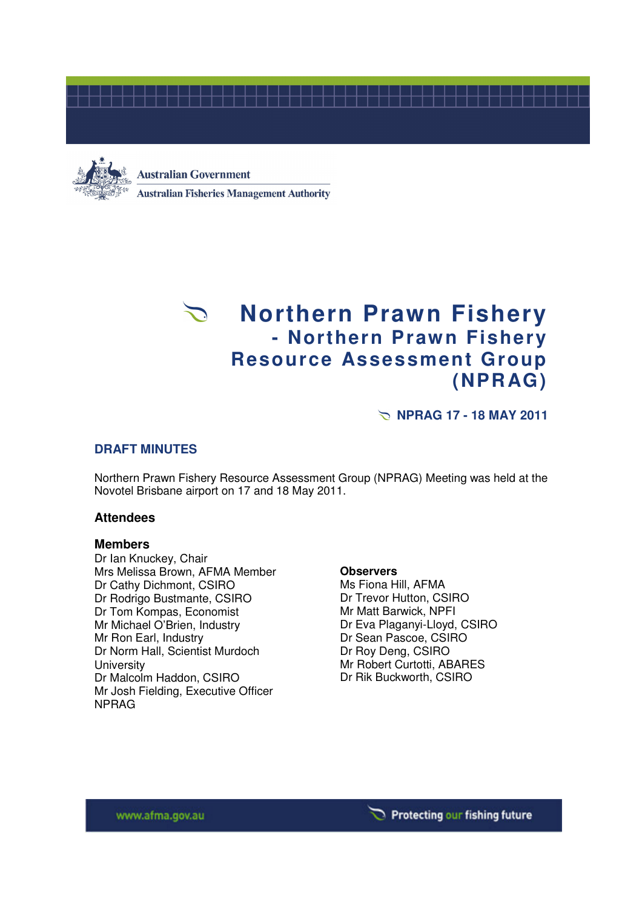Australian Government

Australian Fisheries Management Authority

# Northern Prawn Fishery - Northern Prawn Fishery Resource Assessment Group (NPRAG)

## NPRAG 17 - 18 MAY 2011

## DRAFT MINUTES

Northern Prawn Fishery Resource Assessment Group (NPRAG) Meeting was held at the Novotel Brisbane airport on 17 and 18 May 2011.

### Attendees

**Members**

Dr Ian Knuckey, Chair  
Mrs Melissa Brown, AFMA Member  
Dr Cathy Dichmont, CSIRO  
Dr Rodrigo Bustmante, CSIRO  
Dr Tom Kompas, Economist  
Mr Michael O'Brien, Industry  
Mr Ron Earl, Industry  
Dr Norm Hall, Scientist Murdoch University  
Dr Malcolm Haddon, CSIRO  
Mr Josh Fielding, Executive Officer NPRAG

**Observers**

Ms Fiona Hill, AFMA  
Dr Trevor Hutton, CSIRO  
Mr Matt Barwick, NPFI  
Dr Eva Plaganyi-Lloyd, CSIRO  
Dr Sean Pascoe, CSIRO  
Dr Roy Deng, CSIRO  
Mr Robert Curtotti, ABARES  
Dr Rik Buckworth, CSIRO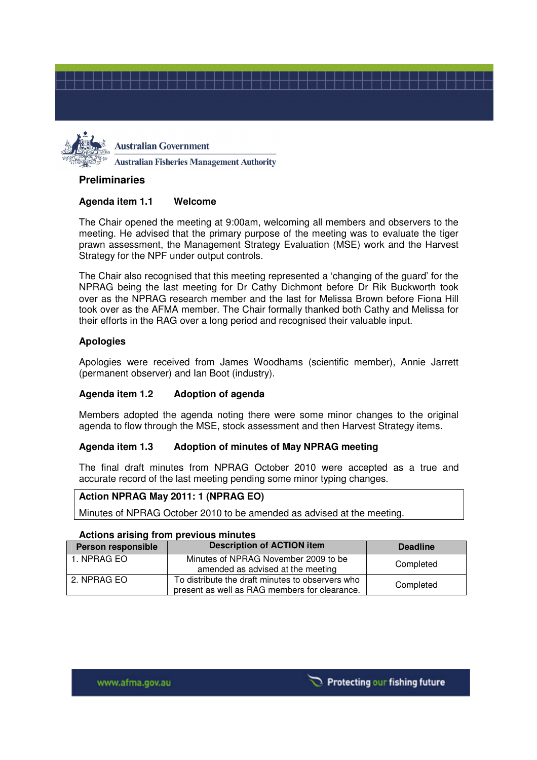## Preliminaries

### Agenda item 1.1 Welcome

The Chair opened the meeting at 9:00am, welcoming all members and observers to the meeting. He advised that the primary purpose of the meeting was to evaluate the tiger prawn assessment, the Management Strategy Evaluation (MSE) work and the Harvest Strategy for the NPF under output controls.

The Chair also recognised that this meeting represented a 'changing of the guard' for the NPRAG being the last meeting for Dr Cathy Dichmont before Dr Rik Buckworth took over as the NPRAG research member and the last for Melissa Brown before Fiona Hill took over as the AFMA member. The Chair formally thanked both Cathy and Melissa for their efforts in the RAG over a long period and recognised their valuable input.

### Apologies

Apologies were received from James Woodhams (scientific member), Annie Jarrett (permanent observer) and Ian Boot (industry).

### Agenda item 1.2 Adoption of agenda

Members adopted the agenda noting there were some minor changes to the original agenda to flow through the MSE, stock assessment and then Harvest Strategy items.

### Agenda item 1.3 Adoption of minutes of May NPRAG meeting

The final draft minutes from NPRAG October 2010 were accepted as a true and accurate record of the last meeting pending some minor typing changes.

**Action NPRAG May 2011: 1 (NPRAG EO)**

Minutes of NPRAG October 2010 to be amended as advised at the meeting.

**Actions arising from previous minutes**

| Person responsible | Description of ACTION item | Deadline |
|---|---|---|
| 1. NPRAG EO | Minutes of NPRAG November 2009 to be amended as advised at the meeting | Completed |
| 2. NPRAG EO | To distribute the draft minutes to observers who present as well as RAG members for clearance. | Completed |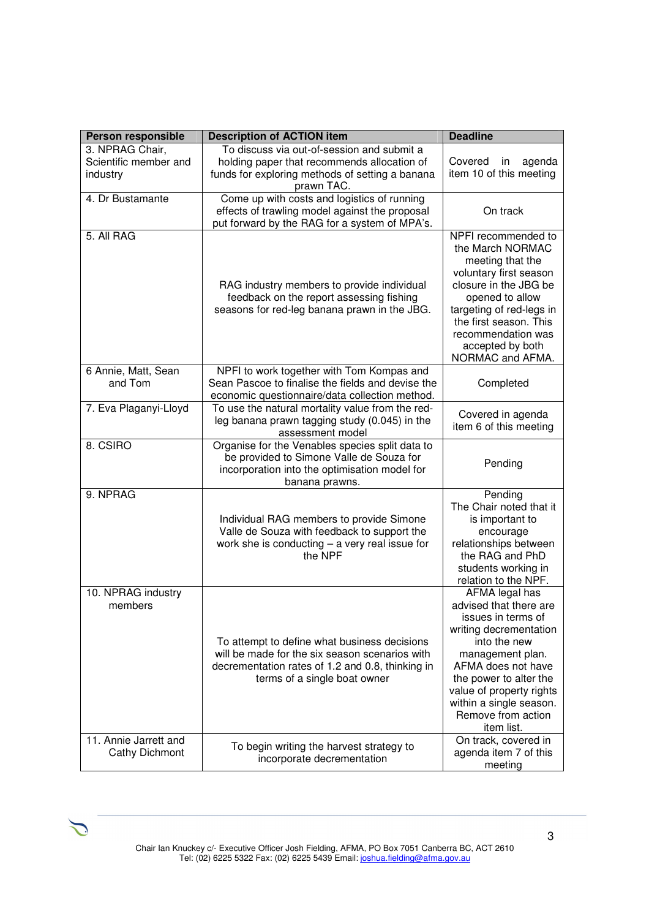| Person responsible | Description of ACTION item | Deadline |
| --- | --- | --- |
| 3. NPRAG Chair, Scientific member and industry | To discuss via out-of-session and submit a holding paper that recommends allocation of funds for exploring methods of setting a banana prawn TAC. | Covered in agenda item 10 of this meeting |
| 4. Dr Bustamante | Come up with costs and logistics of running effects of trawling model against the proposal put forward by the RAG for a system of MPA's. | On track |
| 5. All RAG | RAG industry members to provide individual feedback on the report assessing fishing seasons for red-leg banana prawn in the JBG. | NPFI recommended to the March NORMAC meeting that the voluntary first season closure in the JBG be opened to allow targeting of red-legs in the first season. This recommendation was accepted by both NORMAC and AFMA. |
| 6 Annie, Matt, Sean and Tom | NPFI to work together with Tom Kompas and Sean Pascoe to finalise the fields and devise the economic questionnaire/data collection method. | Completed |
| 7. Eva Plaganyi-Lloyd | To use the natural mortality value from the red-leg banana prawn tagging study (0.045) in the assessment model | Covered in agenda item 6 of this meeting |
| 8. CSIRO | Organise for the Venables species split data to be provided to Simone Valle de Souza for incorporation into the optimisation model for banana prawns. | Pending |
| 9. NPRAG | Individual RAG members to provide Simone Valle de Souza with feedback to support the work she is conducting – a very real issue for the NPF | Pending The Chair noted that it is important to encourage relationships between the RAG and PhD students working in relation to the NPF. |
| 10. NPRAG industry members | To attempt to define what business decisions will be made for the six season scenarios with decrementation rates of 1.2 and 0.8, thinking in terms of a single boat owner | AFMA legal has advised that there are issues in terms of writing decrementation into the new management plan. AFMA does not have the power to alter the value of property rights within a single season. Remove from action item list. |
| 11. Annie Jarrett and Cathy Dichmont | To begin writing the harvest strategy to incorporate decrementation | On track, covered in agenda item 7 of this meeting |

Chair Ian Knuckey c/- Executive Officer Josh Fielding, AFMA, PO Box 7051 Canberra BC, ACT 2610
Tel: (02) 6225 5322 Fax: (02) 6225 5439 Email: joshua.fielding@afma.gov.au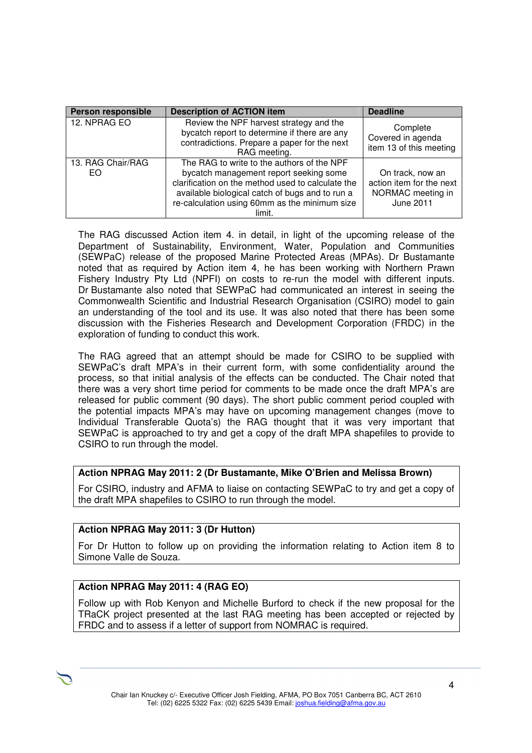| Person responsible | Description of ACTION item | Deadline |
|---|---|---|
| 12. NPRAG EO | Review the NPF harvest strategy and the bycatch report to determine if there are any contradictions. Prepare a paper for the next RAG meeting. | Complete Covered in agenda item 13 of this meeting |
| 13. RAG Chair/RAG EO | The RAG to write to the authors of the NPF bycatch management report seeking some clarification on the method used to calculate the available biological catch of bugs and to run a re-calculation using 60mm as the minimum size limit. | On track, now an action item for the next NORMAC meeting in June 2011 |

The RAG discussed Action item 4. in detail, in light of the upcoming release of the Department of Sustainability, Environment, Water, Population and Communities (SEWPaC) release of the proposed Marine Protected Areas (MPAs). Dr Bustamante noted that as required by Action item 4, he has been working with Northern Prawn Fishery Industry Pty Ltd (NPFI) on costs to re-run the model with different inputs. Dr Bustamante also noted that SEWPaC had communicated an interest in seeing the Commonwealth Scientific and Industrial Research Organisation (CSIRO) model to gain an understanding of the tool and its use. It was also noted that there has been some discussion with the Fisheries Research and Development Corporation (FRDC) in the exploration of funding to conduct this work.

The RAG agreed that an attempt should be made for CSIRO to be supplied with SEWPaC's draft MPA's in their current form, with some confidentiality around the process, so that initial analysis of the effects can be conducted. The Chair noted that there was a very short time period for comments to be made once the draft MPA's are released for public comment (90 days). The short public comment period coupled with the potential impacts MPA's may have on upcoming management changes (move to Individual Transferable Quota's) the RAG thought that it was very important that SEWPaC is approached to try and get a copy of the draft MPA shapefiles to provide to CSIRO to run through the model.

**Action NPRAG May 2011: 2 (Dr Bustamante, Mike O'Brien and Melissa Brown)**

For CSIRO, industry and AFMA to liaise on contacting SEWPaC to try and get a copy of the draft MPA shapefiles to CSIRO to run through the model.

**Action NPRAG May 2011: 3 (Dr Hutton)**

For Dr Hutton to follow up on providing the information relating to Action item 8 to Simone Valle de Souza.

**Action NPRAG May 2011: 4 (RAG EO)**

Follow up with Rob Kenyon and Michelle Burford to check if the new proposal for the TRaCK project presented at the last RAG meeting has been accepted or rejected by FRDC and to assess if a letter of support from NOMRAC is required.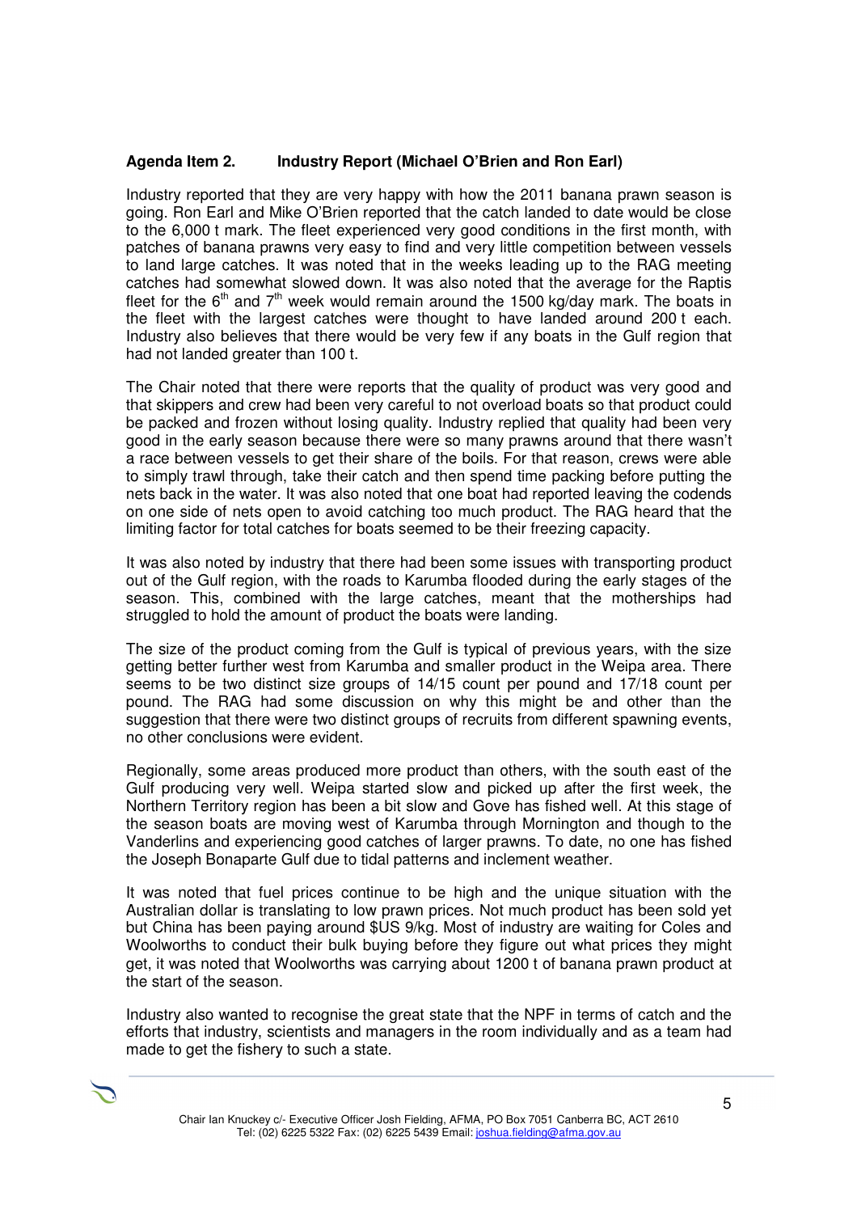**Agenda Item 2. Industry Report (Michael O'Brien and Ron Earl)**

Industry reported that they are very happy with how the 2011 banana prawn season is going. Ron Earl and Mike O'Brien reported that the catch landed to date would be close to the 6,000 t mark. The fleet experienced very good conditions in the first month, with patches of banana prawns very easy to find and very little competition between vessels to land large catches. It was noted that in the weeks leading up to the RAG meeting catches had somewhat slowed down. It was also noted that the average for the Raptis fleet for the 6th and 7th week would remain around the 1500 kg/day mark. The boats in the fleet with the largest catches were thought to have landed around 200 t each. Industry also believes that there would be very few if any boats in the Gulf region that had not landed greater than 100 t.

The Chair noted that there were reports that the quality of product was very good and that skippers and crew had been very careful to not overload boats so that product could be packed and frozen without losing quality. Industry replied that quality had been very good in the early season because there were so many prawns around that there wasn't a race between vessels to get their share of the boils. For that reason, crews were able to simply trawl through, take their catch and then spend time packing before putting the nets back in the water. It was also noted that one boat had reported leaving the codends on one side of nets open to avoid catching too much product. The RAG heard that the limiting factor for total catches for boats seemed to be their freezing capacity.

It was also noted by industry that there had been some issues with transporting product out of the Gulf region, with the roads to Karumba flooded during the early stages of the season. This, combined with the large catches, meant that the motherships had struggled to hold the amount of product the boats were landing.

The size of the product coming from the Gulf is typical of previous years, with the size getting better further west from Karumba and smaller product in the Weipa area. There seems to be two distinct size groups of 14/15 count per pound and 17/18 count per pound. The RAG had some discussion on why this might be and other than the suggestion that there were two distinct groups of recruits from different spawning events, no other conclusions were evident.

Regionally, some areas produced more product than others, with the south east of the Gulf producing very well. Weipa started slow and picked up after the first week, the Northern Territory region has been a bit slow and Gove has fished well. At this stage of the season boats are moving west of Karumba through Mornington and though to the Vanderlins and experiencing good catches of larger prawns. To date, no one has fished the Joseph Bonaparte Gulf due to tidal patterns and inclement weather.

It was noted that fuel prices continue to be high and the unique situation with the Australian dollar is translating to low prawn prices. Not much product has been sold yet but China has been paying around $US 9/kg. Most of industry are waiting for Coles and Woolworths to conduct their bulk buying before they figure out what prices they might get, it was noted that Woolworths was carrying about 1200 t of banana prawn product at the start of the season.

Industry also wanted to recognise the great state that the NPF in terms of catch and the efforts that industry, scientists and managers in the room individually and as a team had made to get the fishery to such a state.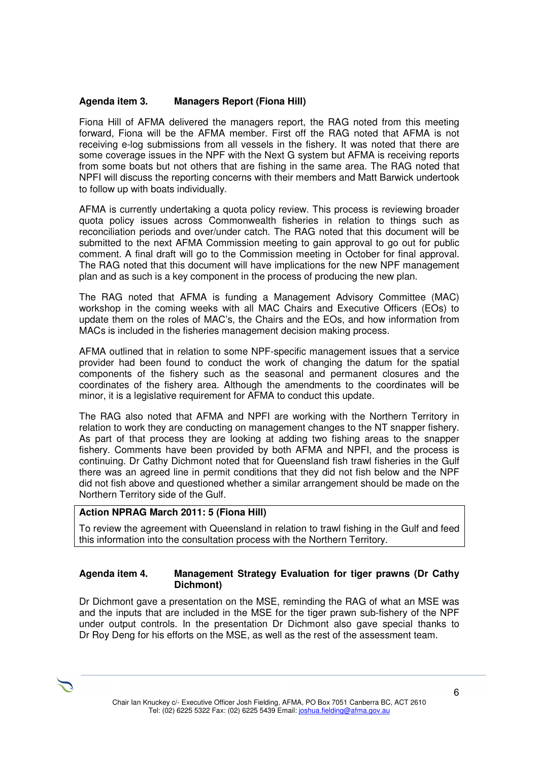**Agenda item 3. Managers Report (Fiona Hill)**

Fiona Hill of AFMA delivered the managers report, the RAG noted from this meeting forward, Fiona will be the AFMA member. First off the RAG noted that AFMA is not receiving e-log submissions from all vessels in the fishery. It was noted that there are some coverage issues in the NPF with the Next G system but AFMA is receiving reports from some boats but not others that are fishing in the same area. The RAG noted that NPFI will discuss the reporting concerns with their members and Matt Barwick undertook to follow up with boats individually.

AFMA is currently undertaking a quota policy review. This process is reviewing broader quota policy issues across Commonwealth fisheries in relation to things such as reconciliation periods and over/under catch. The RAG noted that this document will be submitted to the next AFMA Commission meeting to gain approval to go out for public comment. A final draft will go to the Commission meeting in October for final approval. The RAG noted that this document will have implications for the new NPF management plan and as such is a key component in the process of producing the new plan.

The RAG noted that AFMA is funding a Management Advisory Committee (MAC) workshop in the coming weeks with all MAC Chairs and Executive Officers (EOs) to update them on the roles of MAC's, the Chairs and the EOs, and how information from MACs is included in the fisheries management decision making process.

AFMA outlined that in relation to some NPF-specific management issues that a service provider had been found to conduct the work of changing the datum for the spatial components of the fishery such as the seasonal and permanent closures and the coordinates of the fishery area. Although the amendments to the coordinates will be minor, it is a legislative requirement for AFMA to conduct this update.

The RAG also noted that AFMA and NPFI are working with the Northern Territory in relation to work they are conducting on management changes to the NT snapper fishery. As part of that process they are looking at adding two fishing areas to the snapper fishery. Comments have been provided by both AFMA and NPFI, and the process is continuing. Dr Cathy Dichmont noted that for Queensland fish trawl fisheries in the Gulf there was an agreed line in permit conditions that they did not fish below and the NPF did not fish above and questioned whether a similar arrangement should be made on the Northern Territory side of the Gulf.

**Action NPRAG March 2011: 5 (Fiona Hill)**

To review the agreement with Queensland in relation to trawl fishing in the Gulf and feed this information into the consultation process with the Northern Territory.

**Agenda item 4. Management Strategy Evaluation for tiger prawns (Dr Cathy Dichmont)**

Dr Dichmont gave a presentation on the MSE, reminding the RAG of what an MSE was and the inputs that are included in the MSE for the tiger prawn sub-fishery of the NPF under output controls. In the presentation Dr Dichmont also gave special thanks to Dr Roy Deng for his efforts on the MSE, as well as the rest of the assessment team.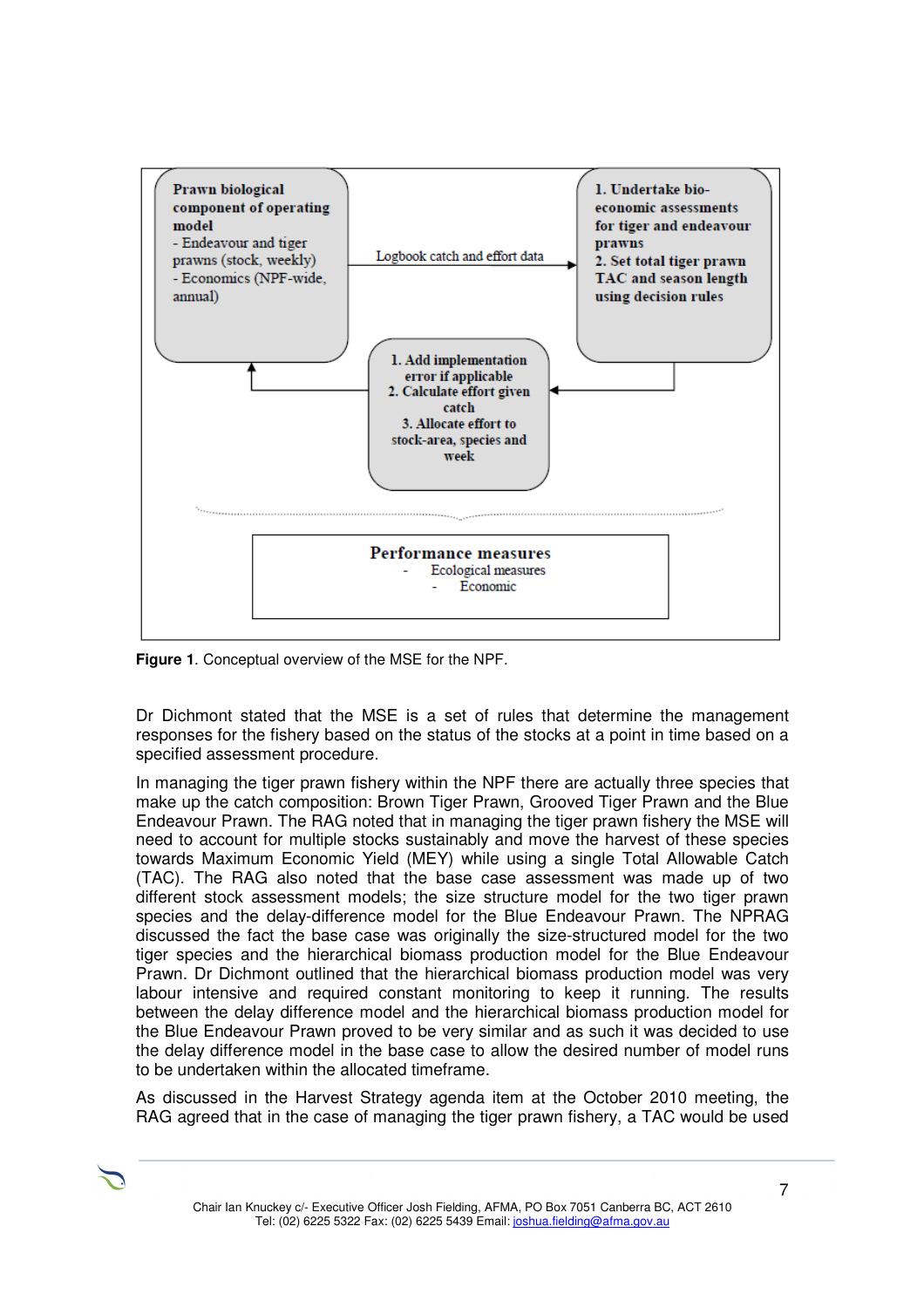Prawn biological component of operating model
- Endeavour and tiger prawns (stock, weekly)
- Economics (NPF-wide, annual)

Logbook catch and effort data

1. Undertake bio-economic assessments for tiger and endeavour prawns
2. Set total tiger prawn TAC and season length using decision rules

1. Add implementation error if applicable
2. Calculate effort given catch
3. Allocate effort to stock-area, species and week

Performance measures
- Ecological measures
- Economic

**Figure 1**. Conceptual overview of the MSE for the NPF.

Dr Dichmont stated that the MSE is a set of rules that determine the management responses for the fishery based on the status of the stocks at a point in time based on a specified assessment procedure.

In managing the tiger prawn fishery within the NPF there are actually three species that make up the catch composition: Brown Tiger Prawn, Grooved Tiger Prawn and the Blue Endeavour Prawn. The RAG noted that in managing the tiger prawn fishery the MSE will need to account for multiple stocks sustainably and move the harvest of these species towards Maximum Economic Yield (MEY) while using a single Total Allowable Catch (TAC). The RAG also noted that the base case assessment was made up of two different stock assessment models; the size structure model for the two tiger prawn species and the delay-difference model for the Blue Endeavour Prawn. The NPRAG discussed the fact the base case was originally the size-structured model for the two tiger species and the hierarchical biomass production model for the Blue Endeavour Prawn. Dr Dichmont outlined that the hierarchical biomass production model was very labour intensive and required constant monitoring to keep it running. The results between the delay difference model and the hierarchical biomass production model for the Blue Endeavour Prawn proved to be very similar and as such it was decided to use the delay difference model in the base case to allow the desired number of model runs to be undertaken within the allocated timeframe.

As discussed in the Harvest Strategy agenda item at the October 2010 meeting, the RAG agreed that in the case of managing the tiger prawn fishery, a TAC would be used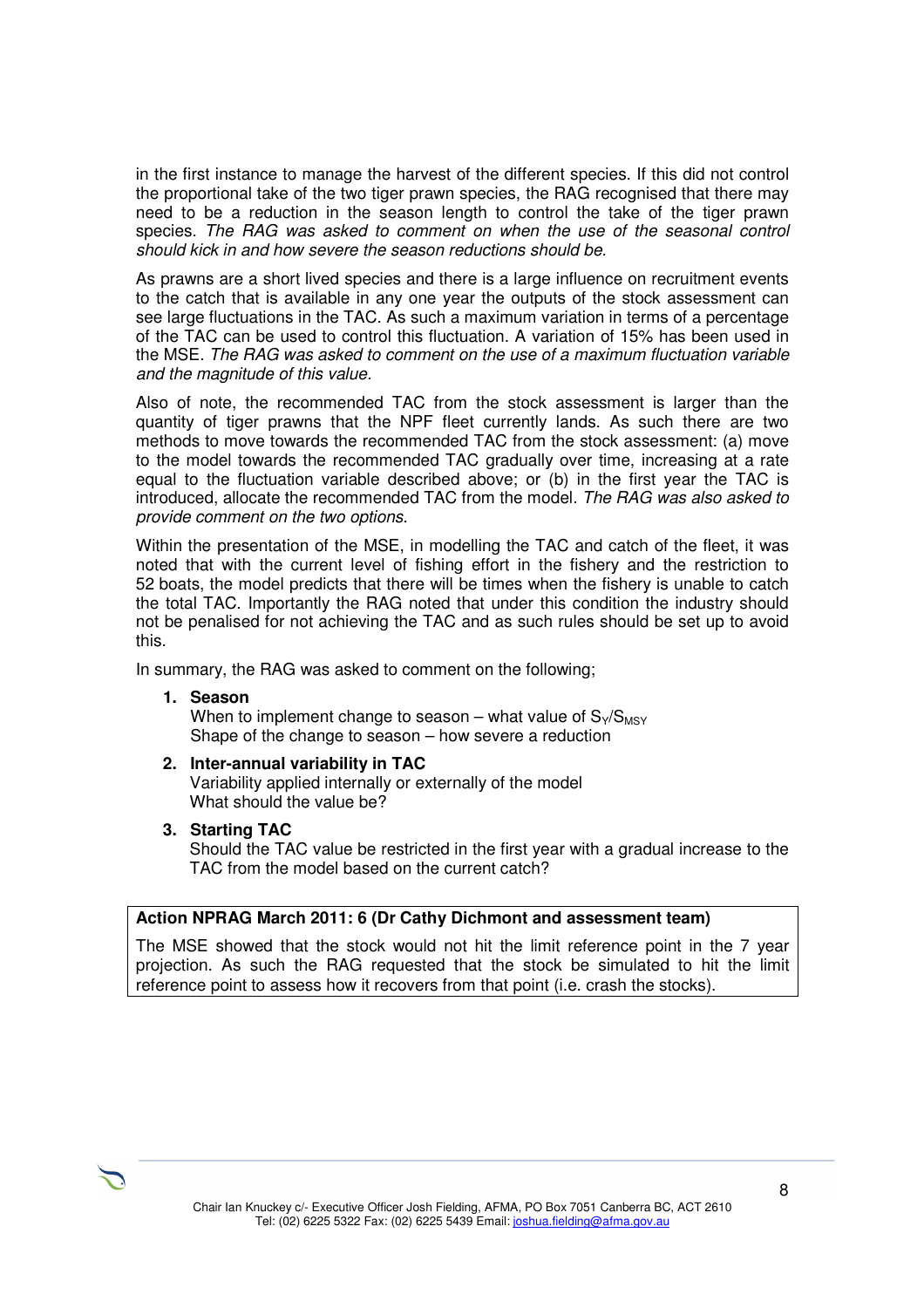in the first instance to manage the harvest of the different species. If this did not control the proportional take of the two tiger prawn species, the RAG recognised that there may need to be a reduction in the season length to control the take of the tiger prawn species. *The RAG was asked to comment on when the use of the seasonal control should kick in and how severe the season reductions should be.*

As prawns are a short lived species and there is a large influence on recruitment events to the catch that is available in any one year the outputs of the stock assessment can see large fluctuations in the TAC. As such a maximum variation in terms of a percentage of the TAC can be used to control this fluctuation. A variation of 15% has been used in the MSE. *The RAG was asked to comment on the use of a maximum fluctuation variable and the magnitude of this value.*

Also of note, the recommended TAC from the stock assessment is larger than the quantity of tiger prawns that the NPF fleet currently lands. As such there are two methods to move towards the recommended TAC from the stock assessment: (a) move to the model towards the recommended TAC gradually over time, increasing at a rate equal to the fluctuation variable described above; or (b) in the first year the TAC is introduced, allocate the recommended TAC from the model. *The RAG was also asked to provide comment on the two options.*

Within the presentation of the MSE, in modelling the TAC and catch of the fleet, it was noted that with the current level of fishing effort in the fishery and the restriction to 52 boats, the model predicts that there will be times when the fishery is unable to catch the total TAC. Importantly the RAG noted that under this condition the industry should not be penalised for not achieving the TAC and as such rules should be set up to avoid this.

In summary, the RAG was asked to comment on the following;

1. **Season**
   When to implement change to season – what value of $S_Y/S_{MSY}$
   Shape of the change to season – how severe a reduction
2. **Inter-annual variability in TAC**
   Variability applied internally or externally of the model
   What should the value be?
3. **Starting TAC**
   Should the TAC value be restricted in the first year with a gradual increase to the TAC from the model based on the current catch?

**Action NPRAG March 2011: 6 (Dr Cathy Dichmont and assessment team)**

The MSE showed that the stock would not hit the limit reference point in the 7 year projection. As such the RAG requested that the stock be simulated to hit the limit reference point to assess how it recovers from that point (i.e. crash the stocks).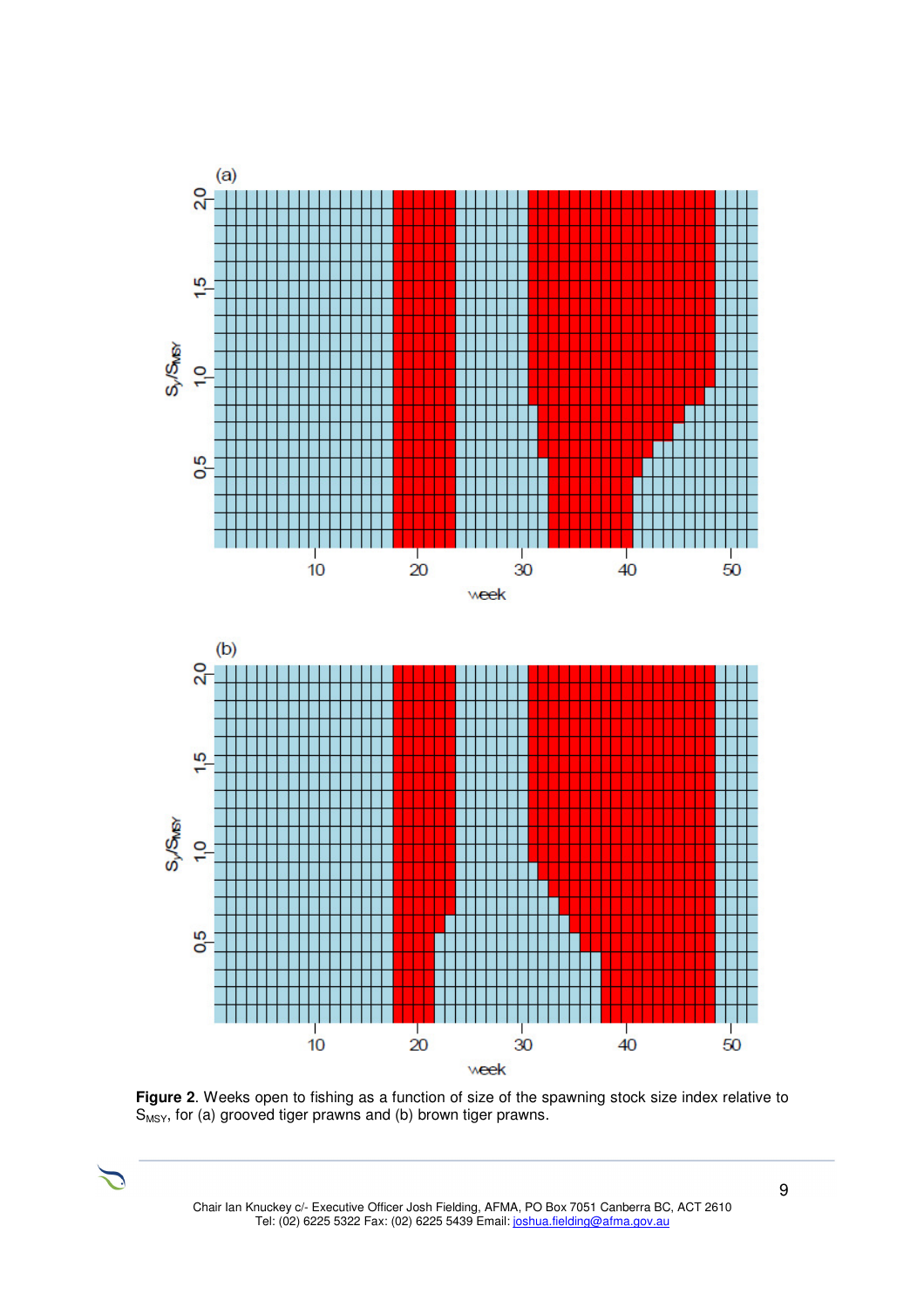(a)

$S_y/S_{MSY}$

2.0
1.5
1.0
0.5

10 20 30 40 50

week

(b)

$S_y/S_{MSY}$

2.0
1.5
1.0
0.5

10 20 30 40 50

week

**Figure 2**. Weeks open to fishing as a function of size of the spawning stock size index relative to $S_{MSY}$, for (a) grooved tiger prawns and (b) brown tiger prawns.

Chair Ian Knuckey c/- Executive Officer Josh Fielding, AFMA, PO Box 7051 Canberra BC, ACT 2610
Tel: (02) 6225 5322 Fax: (02) 6225 5439 Email: joshua.fielding@afma.gov.au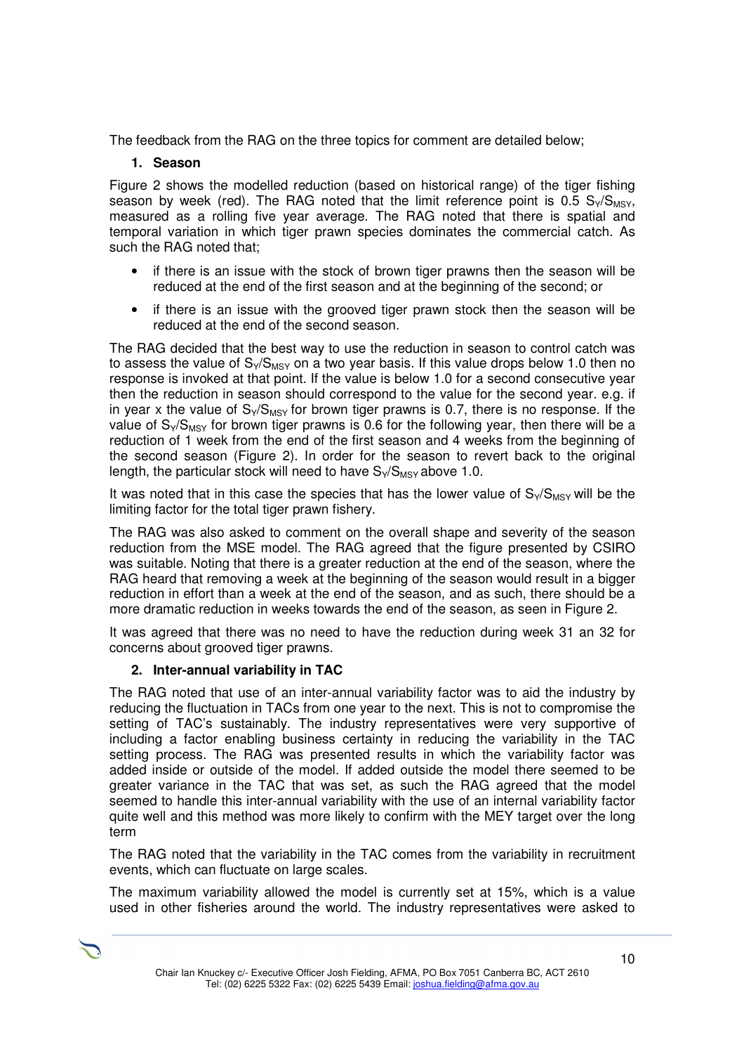The feedback from the RAG on the three topics for comment are detailed below;

1. **Season**

Figure 2 shows the modelled reduction (based on historical range) of the tiger fishing season by week (red). The RAG noted that the limit reference point is 0.5 $S_Y/S_{MSY}$, measured as a rolling five year average. The RAG noted that there is spatial and temporal variation in which tiger prawn species dominates the commercial catch. As such the RAG noted that;

- if there is an issue with the stock of brown tiger prawns then the season will be reduced at the end of the first season and at the beginning of the second; or
- if there is an issue with the grooved tiger prawn stock then the season will be reduced at the end of the second season.

The RAG decided that the best way to use the reduction in season to control catch was to assess the value of $S_Y/S_{MSY}$ on a two year basis. If this value drops below 1.0 then no response is invoked at that point. If the value is below 1.0 for a second consecutive year then the reduction in season should correspond to the value for the second year. e.g. if in year x the value of $S_Y/S_{MSY}$ for brown tiger prawns is 0.7, there is no response. If the value of $S_Y/S_{MSY}$ for brown tiger prawns is 0.6 for the following year, then there will be a reduction of 1 week from the end of the first season and 4 weeks from the beginning of the second season (Figure 2). In order for the season to revert back to the original length, the particular stock will need to have $S_Y/S_{MSY}$ above 1.0.

It was noted that in this case the species that has the lower value of $S_Y/S_{MSY}$ will be the limiting factor for the total tiger prawn fishery.

The RAG was also asked to comment on the overall shape and severity of the season reduction from the MSE model. The RAG agreed that the figure presented by CSIRO was suitable. Noting that there is a greater reduction at the end of the season, where the RAG heard that removing a week at the beginning of the season would result in a bigger reduction in effort than a week at the end of the season, and as such, there should be a more dramatic reduction in weeks towards the end of the season, as seen in Figure 2.

It was agreed that there was no need to have the reduction during week 31 an 32 for concerns about grooved tiger prawns.

2. **Inter-annual variability in TAC**

The RAG noted that use of an inter-annual variability factor was to aid the industry by reducing the fluctuation in TACs from one year to the next. This is not to compromise the setting of TAC's sustainably. The industry representatives were very supportive of including a factor enabling business certainty in reducing the variability in the TAC setting process. The RAG was presented results in which the variability factor was added inside or outside of the model. If added outside the model there seemed to be greater variance in the TAC that was set, as such the RAG agreed that the model seemed to handle this inter-annual variability with the use of an internal variability factor quite well and this method was more likely to confirm with the MEY target over the long term

The RAG noted that the variability in the TAC comes from the variability in recruitment events, which can fluctuate on large scales.

The maximum variability allowed the model is currently set at 15%, which is a value used in other fisheries around the world. The industry representatives were asked to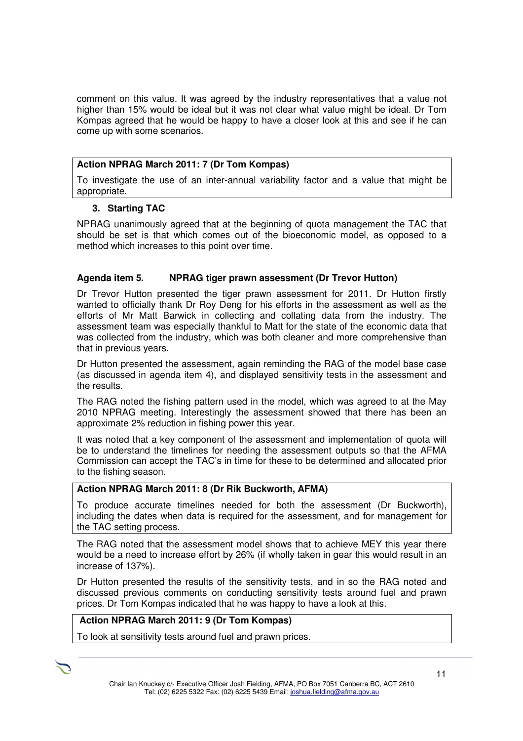comment on this value. It was agreed by the industry representatives that a value not higher than 15% would be ideal but it was not clear what value might be ideal. Dr Tom Kompas agreed that he would be happy to have a closer look at this and see if he can come up with some scenarios.

| **Action NPRAG March 2011: 7 (Dr Tom Kompas)** |
|---|
| To investigate the use of an inter-annual variability factor and a value that might be appropriate. |

**3. Starting TAC**

NPRAG unanimously agreed that at the beginning of quota management the TAC that should be set is that which comes out of the bioeconomic model, as opposed to a method which increases to this point over time.

**Agenda item 5. NPRAG tiger prawn assessment (Dr Trevor Hutton)**

Dr Trevor Hutton presented the tiger prawn assessment for 2011. Dr Hutton firstly wanted to officially thank Dr Roy Deng for his efforts in the assessment as well as the efforts of Mr Matt Barwick in collecting and collating data from the industry. The assessment team was especially thankful to Matt for the state of the economic data that was collected from the industry, which was both cleaner and more comprehensive than that in previous years.

Dr Hutton presented the assessment, again reminding the RAG of the model base case (as discussed in agenda item 4), and displayed sensitivity tests in the assessment and the results.

The RAG noted the fishing pattern used in the model, which was agreed to at the May 2010 NPRAG meeting. Interestingly the assessment showed that there has been an approximate 2% reduction in fishing power this year.

It was noted that a key component of the assessment and implementation of quota will be to understand the timelines for needing the assessment outputs so that the AFMA Commission can accept the TAC's in time for these to be determined and allocated prior to the fishing season.

| **Action NPRAG March 2011: 8 (Dr Rik Buckworth, AFMA)** |
|---|
| To produce accurate timelines needed for both the assessment (Dr Buckworth), including the dates when data is required for the assessment, and for management for the TAC setting process. |

The RAG noted that the assessment model shows that to achieve MEY this year there would be a need to increase effort by 26% (if wholly taken in gear this would result in an increase of 137%).

Dr Hutton presented the results of the sensitivity tests, and in so the RAG noted and discussed previous comments on conducting sensitivity tests around fuel and prawn prices. Dr Tom Kompas indicated that he was happy to have a look at this.

| **Action NPRAG March 2011: 9 (Dr Tom Kompas)** |
|---|
| To look at sensitivity tests around fuel and prawn prices. |

Chair Ian Knuckey c/- Executive Officer Josh Fielding, AFMA, PO Box 7051 Canberra BC, ACT 2610
Tel: (02) 6225 5322 Fax: (02) 6225 5439 Email: joshua.fielding@afma.gov.au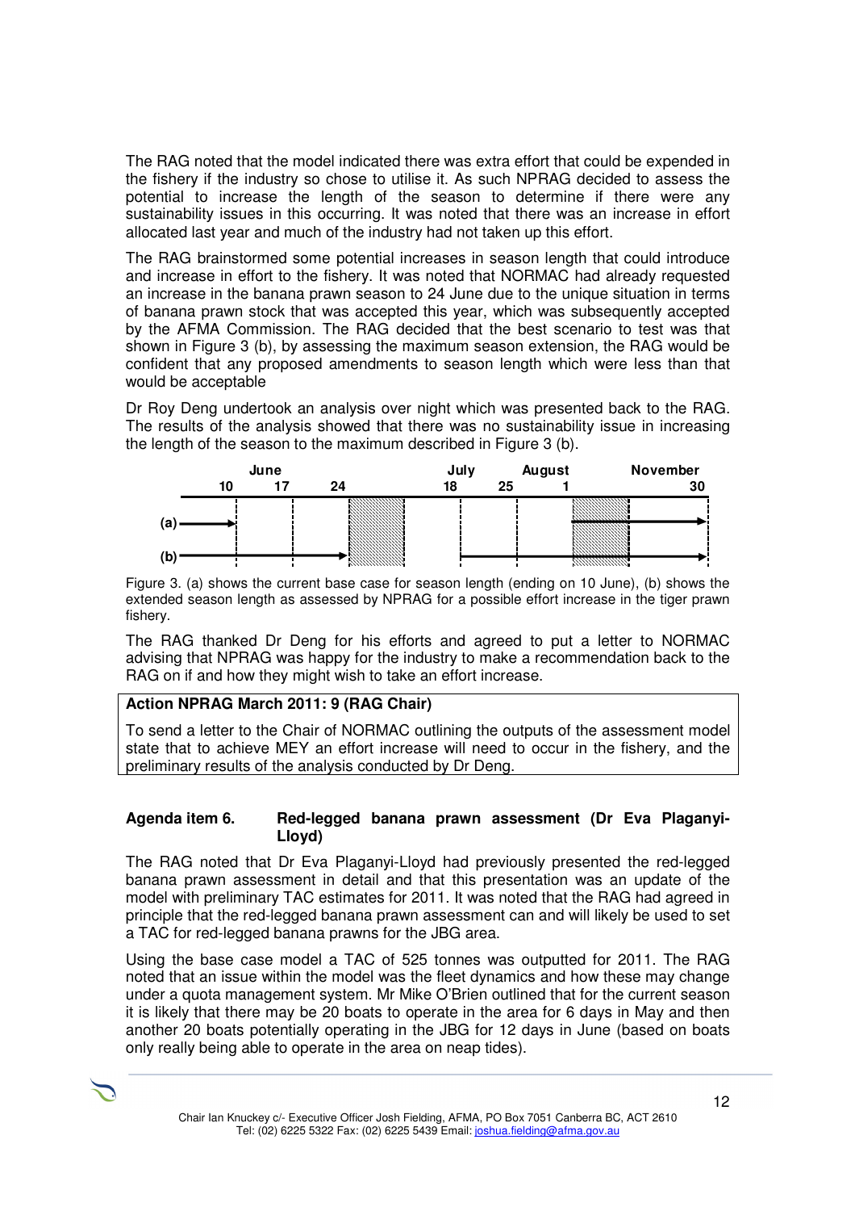The RAG noted that the model indicated there was extra effort that could be expended in the fishery if the industry so chose to utilise it. As such NPRAG decided to assess the potential to increase the length of the season to determine if there were any sustainability issues in this occurring. It was noted that there was an increase in effort allocated last year and much of the industry had not taken up this effort.

The RAG brainstormed some potential increases in season length that could introduce and increase in effort to the fishery. It was noted that NORMAC had already requested an increase in the banana prawn season to 24 June due to the unique situation in terms of banana prawn stock that was accepted this year, which was subsequently accepted by the AFMA Commission. The RAG decided that the best scenario to test was that shown in Figure 3 (b), by assessing the maximum season extension, the RAG would be confident that any proposed amendments to season length which were less than that would be acceptable

Dr Roy Deng undertook an analysis over night which was presented back to the RAG. The results of the analysis showed that there was no sustainability issue in increasing the length of the season to the maximum described in Figure 3 (b).

June
10
17
24
July
18
25
August
1
November
30
(a)
(b)

Figure 3. (a) shows the current base case for season length (ending on 10 June), (b) shows the extended season length as assessed by NPRAG for a possible effort increase in the tiger prawn fishery.

The RAG thanked Dr Deng for his efforts and agreed to put a letter to NORMAC advising that NPRAG was happy for the industry to make a recommendation back to the RAG on if and how they might wish to take an effort increase.

**Action NPRAG March 2011: 9 (RAG Chair)**

To send a letter to the Chair of NORMAC outlining the outputs of the assessment model state that to achieve MEY an effort increase will need to occur in the fishery, and the preliminary results of the analysis conducted by Dr Deng.

**Agenda item 6. Red-legged banana prawn assessment (Dr Eva Plaganyi-Lloyd)**

The RAG noted that Dr Eva Plaganyi-Lloyd had previously presented the red-legged banana prawn assessment in detail and that this presentation was an update of the model with preliminary TAC estimates for 2011. It was noted that the RAG had agreed in principle that the red-legged banana prawn assessment can and will likely be used to set a TAC for red-legged banana prawns for the JBG area.

Using the base case model a TAC of 525 tonnes was outputted for 2011. The RAG noted that an issue within the model was the fleet dynamics and how these may change under a quota management system. Mr Mike O'Brien outlined that for the current season it is likely that there may be 20 boats to operate in the area for 6 days in May and then another 20 boats potentially operating in the JBG for 12 days in June (based on boats only really being able to operate in the area on neap tides).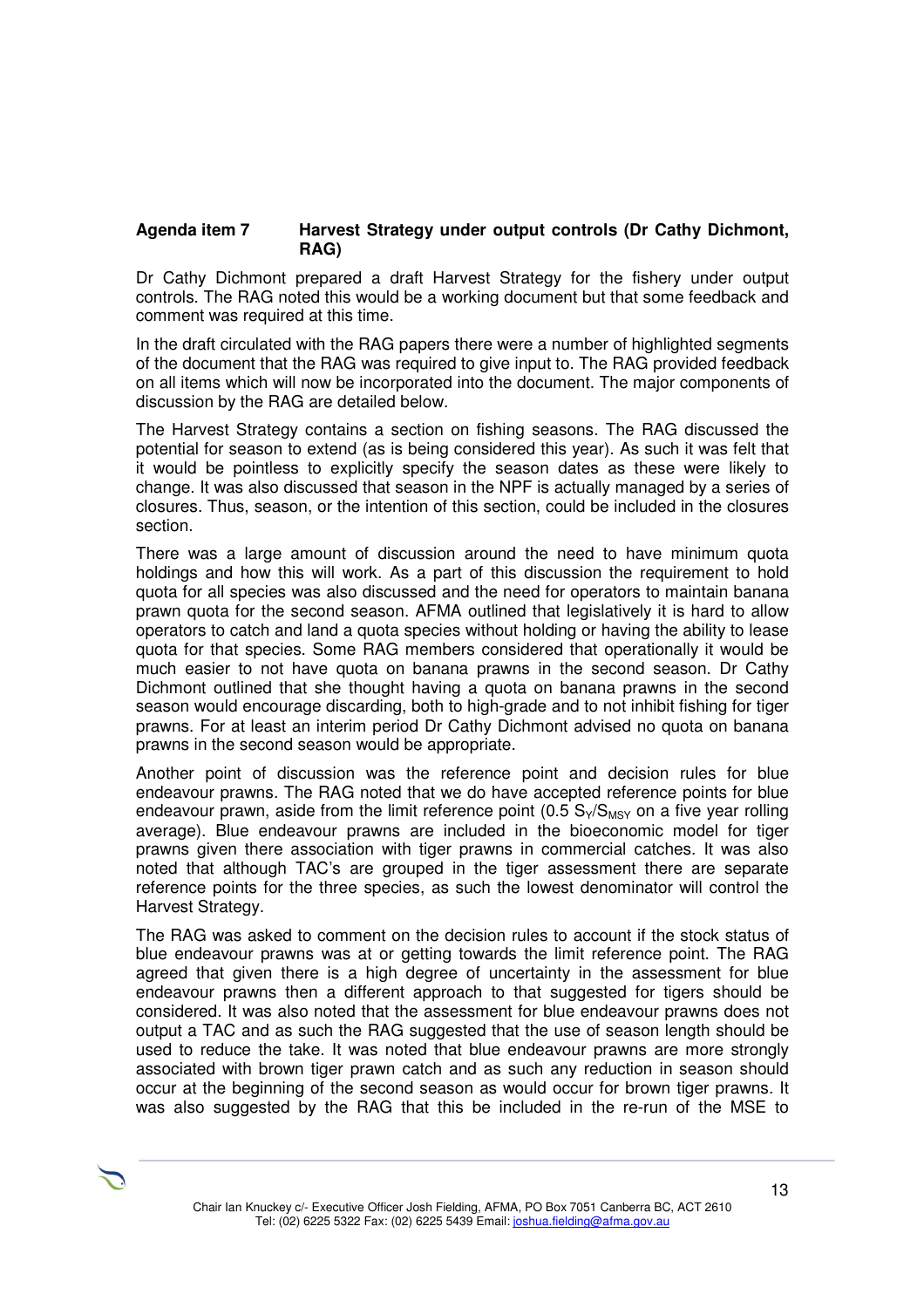**Agenda item 7 Harvest Strategy under output controls (Dr Cathy Dichmont, RAG)**

Dr Cathy Dichmont prepared a draft Harvest Strategy for the fishery under output controls. The RAG noted this would be a working document but that some feedback and comment was required at this time.

In the draft circulated with the RAG papers there were a number of highlighted segments of the document that the RAG was required to give input to. The RAG provided feedback on all items which will now be incorporated into the document. The major components of discussion by the RAG are detailed below.

The Harvest Strategy contains a section on fishing seasons. The RAG discussed the potential for season to extend (as is being considered this year). As such it was felt that it would be pointless to explicitly specify the season dates as these were likely to change. It was also discussed that season in the NPF is actually managed by a series of closures. Thus, season, or the intention of this section, could be included in the closures section.

There was a large amount of discussion around the need to have minimum quota holdings and how this will work. As a part of this discussion the requirement to hold quota for all species was also discussed and the need for operators to maintain banana prawn quota for the second season. AFMA outlined that legislatively it is hard to allow operators to catch and land a quota species without holding or having the ability to lease quota for that species. Some RAG members considered that operationally it would be much easier to not have quota on banana prawns in the second season. Dr Cathy Dichmont outlined that she thought having a quota on banana prawns in the second season would encourage discarding, both to high-grade and to not inhibit fishing for tiger prawns. For at least an interim period Dr Cathy Dichmont advised no quota on banana prawns in the second season would be appropriate.

Another point of discussion was the reference point and decision rules for blue endeavour prawns. The RAG noted that we do have accepted reference points for blue endeavour prawn, aside from the limit reference point (0.5 $S_Y/S_{MSY}$ on a five year rolling average). Blue endeavour prawns are included in the bioeconomic model for tiger prawns given there association with tiger prawns in commercial catches. It was also noted that although TAC's are grouped in the tiger assessment there are separate reference points for the three species, as such the lowest denominator will control the Harvest Strategy.

The RAG was asked to comment on the decision rules to account if the stock status of blue endeavour prawns was at or getting towards the limit reference point. The RAG agreed that given there is a high degree of uncertainty in the assessment for blue endeavour prawns then a different approach to that suggested for tigers should be considered. It was also noted that the assessment for blue endeavour prawns does not output a TAC and as such the RAG suggested that the use of season length should be used to reduce the take. It was noted that blue endeavour prawns are more strongly associated with brown tiger prawn catch and as such any reduction in season should occur at the beginning of the second season as would occur for brown tiger prawns. It was also suggested by the RAG that this be included in the re-run of the MSE to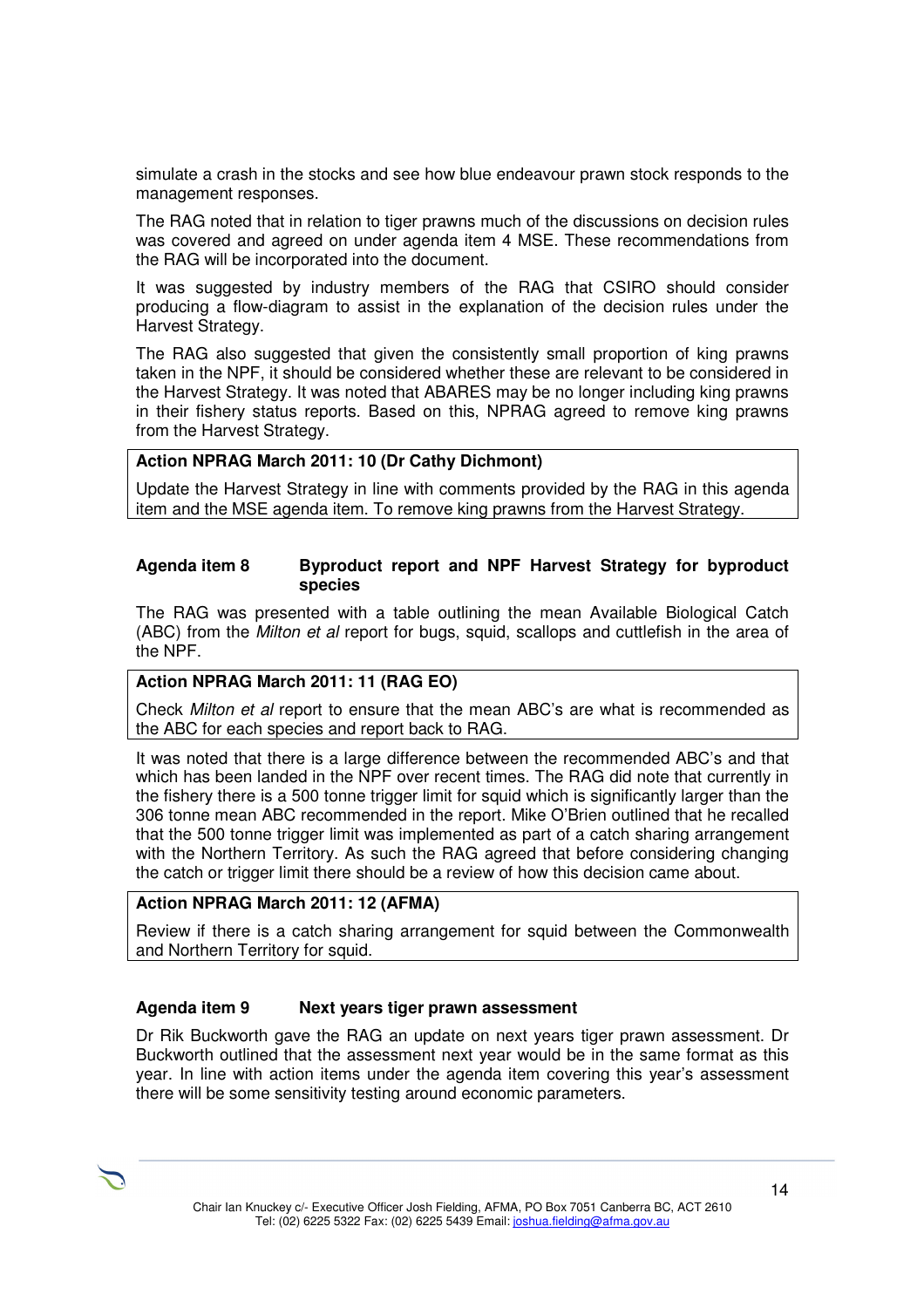simulate a crash in the stocks and see how blue endeavour prawn stock responds to the management responses.

The RAG noted that in relation to tiger prawns much of the discussions on decision rules was covered and agreed on under agenda item 4 MSE. These recommendations from the RAG will be incorporated into the document.

It was suggested by industry members of the RAG that CSIRO should consider producing a flow-diagram to assist in the explanation of the decision rules under the Harvest Strategy.

The RAG also suggested that given the consistently small proportion of king prawns taken in the NPF, it should be considered whether these are relevant to be considered in the Harvest Strategy. It was noted that ABARES may be no longer including king prawns in their fishery status reports. Based on this, NPRAG agreed to remove king prawns from the Harvest Strategy.

| **Action NPRAG March 2011: 10 (Dr Cathy Dichmont)** |
|---|
| Update the Harvest Strategy in line with comments provided by the RAG in this agenda item and the MSE agenda item. To remove king prawns from the Harvest Strategy. |

**Agenda item 8 Byproduct report and NPF Harvest Strategy for byproduct species**

The RAG was presented with a table outlining the mean Available Biological Catch (ABC) from the *Milton et al* report for bugs, squid, scallops and cuttlefish in the area of the NPF.

| **Action NPRAG March 2011: 11 (RAG EO)** |
|---|
| Check *Milton et al* report to ensure that the mean ABC's are what is recommended as the ABC for each species and report back to RAG. |

It was noted that there is a large difference between the recommended ABC's and that which has been landed in the NPF over recent times. The RAG did note that currently in the fishery there is a 500 tonne trigger limit for squid which is significantly larger than the 306 tonne mean ABC recommended in the report. Mike O'Brien outlined that he recalled that the 500 tonne trigger limit was implemented as part of a catch sharing arrangement with the Northern Territory. As such the RAG agreed that before considering changing the catch or trigger limit there should be a review of how this decision came about.

| **Action NPRAG March 2011: 12 (AFMA)** |
|---|
| Review if there is a catch sharing arrangement for squid between the Commonwealth and Northern Territory for squid. |

**Agenda item 9 Next years tiger prawn assessment**

Dr Rik Buckworth gave the RAG an update on next years tiger prawn assessment. Dr Buckworth outlined that the assessment next year would be in the same format as this year. In line with action items under the agenda item covering this year's assessment there will be some sensitivity testing around economic parameters.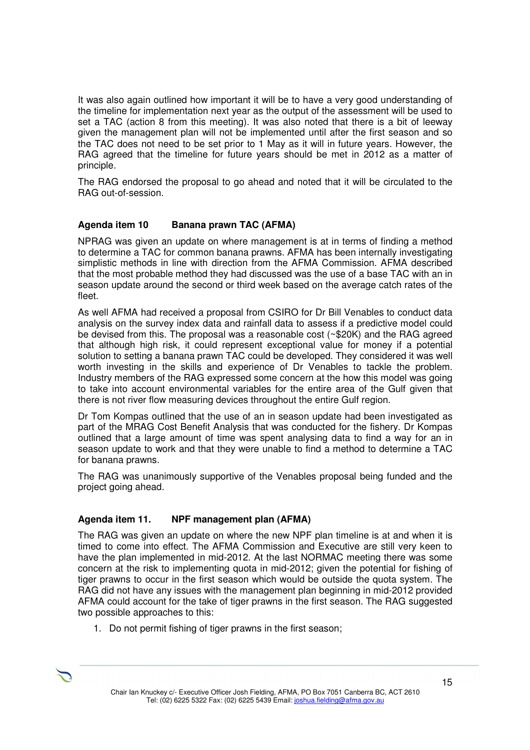It was also again outlined how important it will be to have a very good understanding of the timeline for implementation next year as the output of the assessment will be used to set a TAC (action 8 from this meeting). It was also noted that there is a bit of leeway given the management plan will not be implemented until after the first season and so the TAC does not need to be set prior to 1 May as it will in future years. However, the RAG agreed that the timeline for future years should be met in 2012 as a matter of principle.

The RAG endorsed the proposal to go ahead and noted that it will be circulated to the RAG out-of-session.

### Agenda item 10 Banana prawn TAC (AFMA)

NPRAG was given an update on where management is at in terms of finding a method to determine a TAC for common banana prawns. AFMA has been internally investigating simplistic methods in line with direction from the AFMA Commission. AFMA described that the most probable method they had discussed was the use of a base TAC with an in season update around the second or third week based on the average catch rates of the fleet.

As well AFMA had received a proposal from CSIRO for Dr Bill Venables to conduct data analysis on the survey index data and rainfall data to assess if a predictive model could be devised from this. The proposal was a reasonable cost (~$20K) and the RAG agreed that although high risk, it could represent exceptional value for money if a potential solution to setting a banana prawn TAC could be developed. They considered it was well worth investing in the skills and experience of Dr Venables to tackle the problem. Industry members of the RAG expressed some concern at the how this model was going to take into account environmental variables for the entire area of the Gulf given that there is not river flow measuring devices throughout the entire Gulf region.

Dr Tom Kompas outlined that the use of an in season update had been investigated as part of the MRAG Cost Benefit Analysis that was conducted for the fishery. Dr Kompas outlined that a large amount of time was spent analysing data to find a way for an in season update to work and that they were unable to find a method to determine a TAC for banana prawns.

The RAG was unanimously supportive of the Venables proposal being funded and the project going ahead.

### Agenda item 11. NPF management plan (AFMA)

The RAG was given an update on where the new NPF plan timeline is at and when it is timed to come into effect. The AFMA Commission and Executive are still very keen to have the plan implemented in mid-2012. At the last NORMAC meeting there was some concern at the risk to implementing quota in mid-2012; given the potential for fishing of tiger prawns to occur in the first season which would be outside the quota system. The RAG did not have any issues with the management plan beginning in mid-2012 provided AFMA could account for the take of tiger prawns in the first season. The RAG suggested two possible approaches to this:

1. Do not permit fishing of tiger prawns in the first season;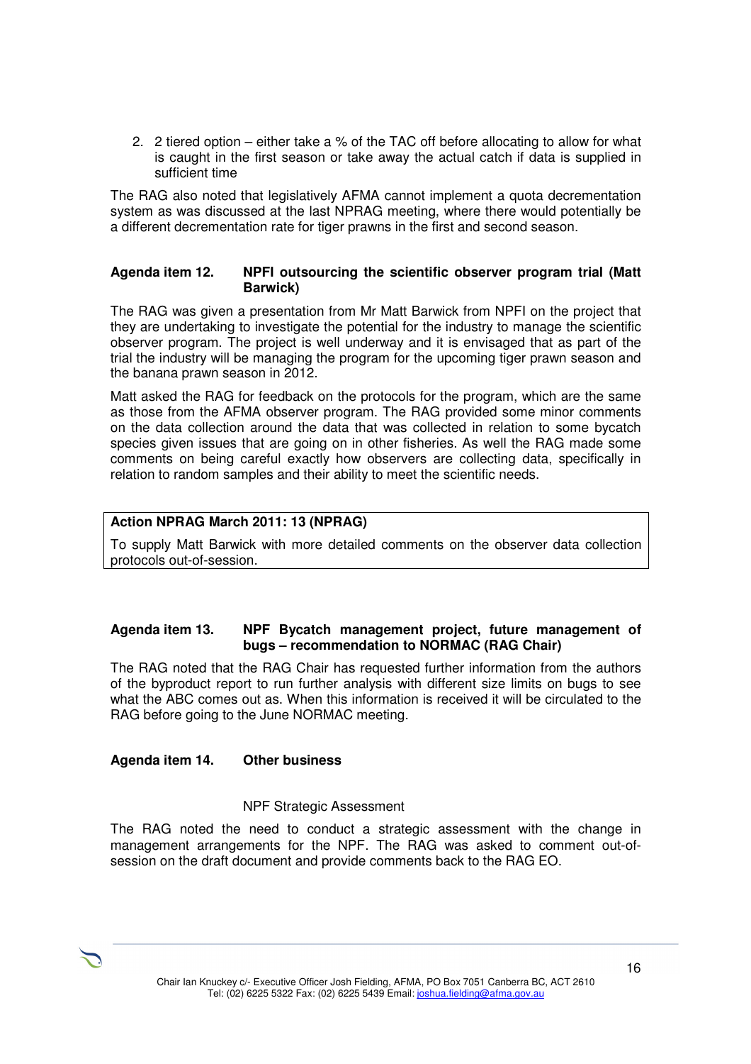2. 2 tiered option – either take a % of the TAC off before allocating to allow for what is caught in the first season or take away the actual catch if data is supplied in sufficient time

The RAG also noted that legislatively AFMA cannot implement a quota decrementation system as was discussed at the last NPRAG meeting, where there would potentially be a different decrementation rate for tiger prawns in the first and second season.

**Agenda item 12. NPFI outsourcing the scientific observer program trial (Matt Barwick)**

The RAG was given a presentation from Mr Matt Barwick from NPFI on the project that they are undertaking to investigate the potential for the industry to manage the scientific observer program. The project is well underway and it is envisaged that as part of the trial the industry will be managing the program for the upcoming tiger prawn season and the banana prawn season in 2012.

Matt asked the RAG for feedback on the protocols for the program, which are the same as those from the AFMA observer program. The RAG provided some minor comments on the data collection around the data that was collected in relation to some bycatch species given issues that are going on in other fisheries. As well the RAG made some comments on being careful exactly how observers are collecting data, specifically in relation to random samples and their ability to meet the scientific needs.

**Action NPRAG March 2011: 13 (NPRAG)**

To supply Matt Barwick with more detailed comments on the observer data collection protocols out-of-session.

**Agenda item 13. NPF Bycatch management project, future management of bugs – recommendation to NORMAC (RAG Chair)**

The RAG noted that the RAG Chair has requested further information from the authors of the byproduct report to run further analysis with different size limits on bugs to see what the ABC comes out as. When this information is received it will be circulated to the RAG before going to the June NORMAC meeting.

**Agenda item 14. Other business**

NPF Strategic Assessment

The RAG noted the need to conduct a strategic assessment with the change in management arrangements for the NPF. The RAG was asked to comment out-of-session on the draft document and provide comments back to the RAG EO.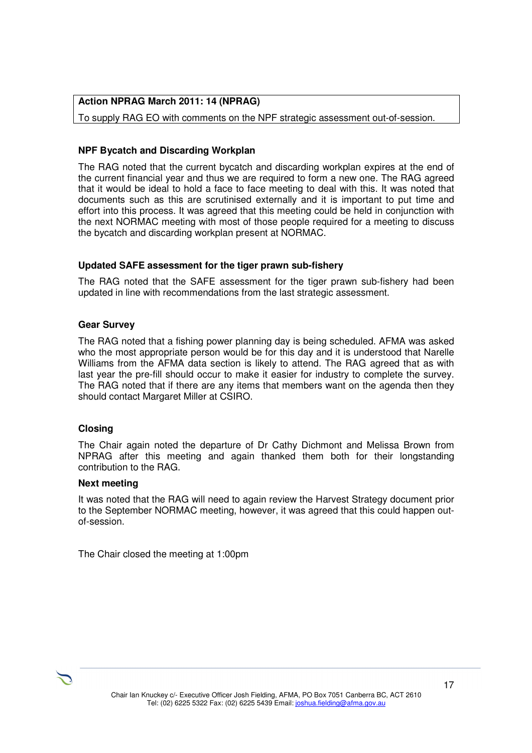| Action NPRAG March 2011: 14 (NPRAG) |
| --- |
| To supply RAG EO with comments on the NPF strategic assessment out-of-session. |

### NPF Bycatch and Discarding Workplan

The RAG noted that the current bycatch and discarding workplan expires at the end of the current financial year and thus we are required to form a new one. The RAG agreed that it would be ideal to hold a face to face meeting to deal with this. It was noted that documents such as this are scrutinised externally and it is important to put time and effort into this process. It was agreed that this meeting could be held in conjunction with the next NORMAC meeting with most of those people required for a meeting to discuss the bycatch and discarding workplan present at NORMAC.

### Updated SAFE assessment for the tiger prawn sub-fishery

The RAG noted that the SAFE assessment for the tiger prawn sub-fishery had been updated in line with recommendations from the last strategic assessment.

### Gear Survey

The RAG noted that a fishing power planning day is being scheduled. AFMA was asked who the most appropriate person would be for this day and it is understood that Narelle Williams from the AFMA data section is likely to attend. The RAG agreed that as with last year the pre-fill should occur to make it easier for industry to complete the survey. The RAG noted that if there are any items that members want on the agenda then they should contact Margaret Miller at CSIRO.

### Closing

The Chair again noted the departure of Dr Cathy Dichmont and Melissa Brown from NPRAG after this meeting and again thanked them both for their longstanding contribution to the RAG.

### Next meeting

It was noted that the RAG will need to again review the Harvest Strategy document prior to the September NORMAC meeting, however, it was agreed that this could happen out-of-session.

The Chair closed the meeting at 1:00pm